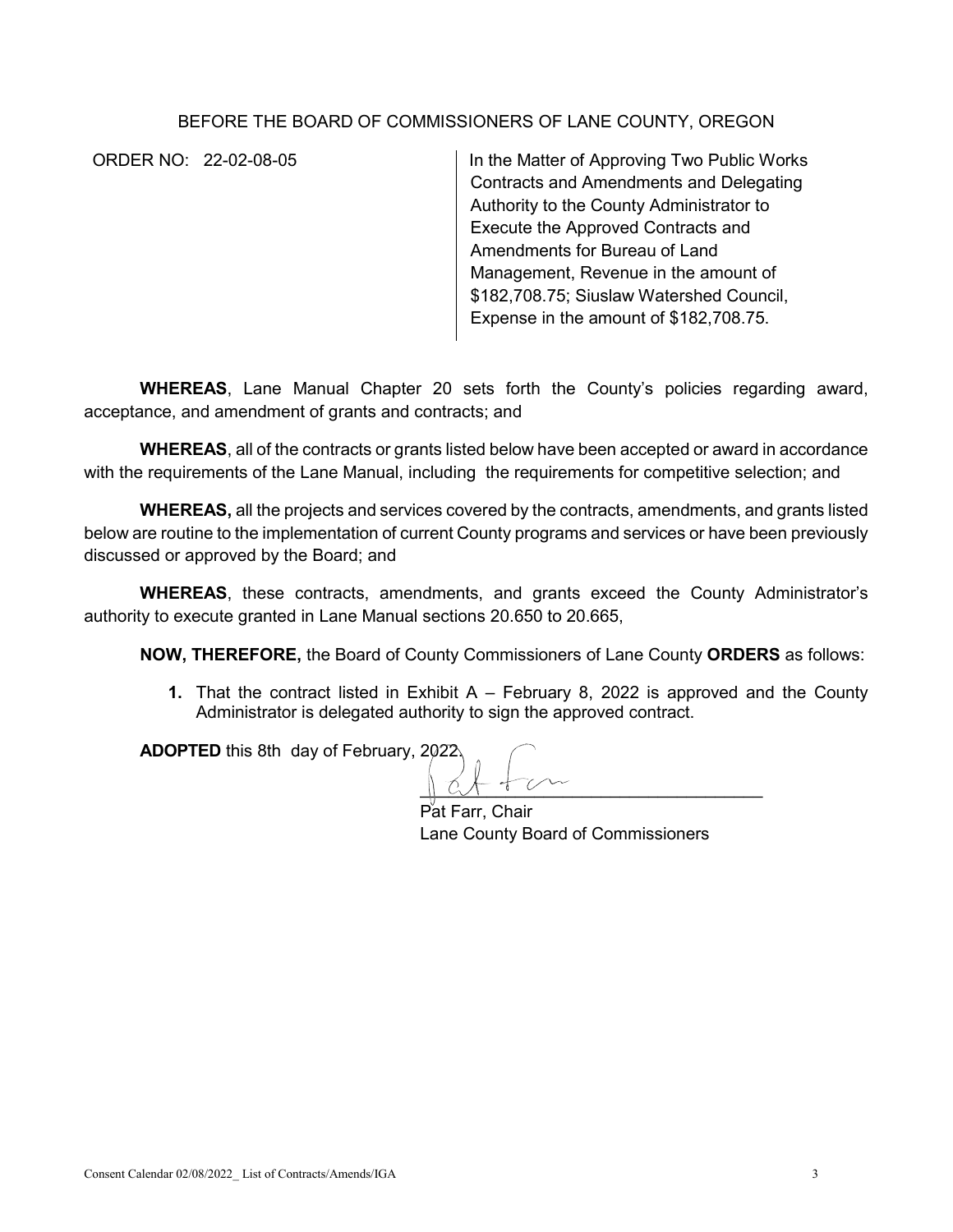BEFORE THE BOARD OF COMMISSIONERS OF LANE COUNTY, OREGON

| | |
|---|---|
| ORDER NO: 22-02-08-05 | In the Matter of Approving Two Public Works Contracts and Amendments and Delegating Authority to the County Administrator to Execute the Approved Contracts and Amendments for Bureau of Land Management, Revenue in the amount of $182,708.75; Siuslaw Watershed Council, Expense in the amount of $182,708.75. |

**WHEREAS**, Lane Manual Chapter 20 sets forth the County's policies regarding award, acceptance, and amendment of grants and contracts; and

**WHEREAS**, all of the contracts or grants listed below have been accepted or award in accordance with the requirements of the Lane Manual, including the requirements for competitive selection; and

**WHEREAS,** all the projects and services covered by the contracts, amendments, and grants listed below are routine to the implementation of current County programs and services or have been previously discussed or approved by the Board; and

**WHEREAS**, these contracts, amendments, and grants exceed the County Administrator's authority to execute granted in Lane Manual sections 20.650 to 20.665,

**NOW, THEREFORE,** the Board of County Commissioners of Lane County **ORDERS** as follows:

**1.** That the contract listed in Exhibit A – February 8, 2022 is approved and the County Administrator is delegated authority to sign the approved contract.

**ADOPTED** this 8th day of February, 2022.

Pat Farr, Chair
Lane County Board of Commissioners

Consent Calendar 02/08/2022_ List of Contracts/Amends/IGA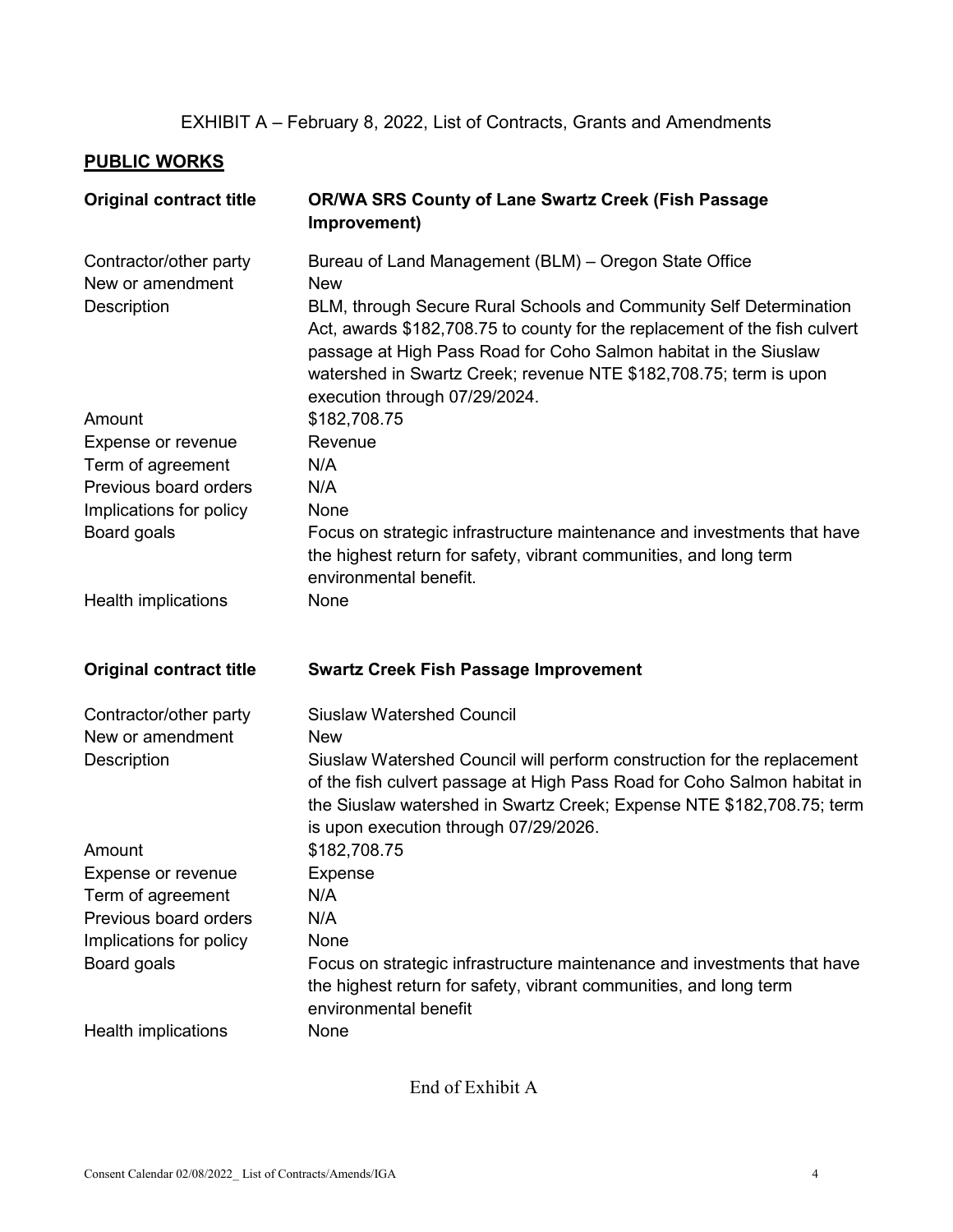EXHIBIT A – February 8, 2022, List of Contracts, Grants and Amendments

## PUBLIC WORKS

| | |
|---|---|
| **Original contract title** | **OR/WA SRS County of Lane Swartz Creek (Fish Passage Improvement)** |
| Contractor/other party | Bureau of Land Management (BLM) – Oregon State Office |
| New or amendment | New |
| Description | BLM, through Secure Rural Schools and Community Self Determination Act, awards $182,708.75 to county for the replacement of the fish culvert passage at High Pass Road for Coho Salmon habitat in the Siuslaw watershed in Swartz Creek; revenue NTE $182,708.75; term is upon execution through 07/29/2024. |
| Amount | $182,708.75 |
| Expense or revenue | Revenue |
| Term of agreement | N/A |
| Previous board orders | N/A |
| Implications for policy | None |
| Board goals | Focus on strategic infrastructure maintenance and investments that have the highest return for safety, vibrant communities, and long term environmental benefit. |
| Health implications | None |

| | |
|---|---|
| **Original contract title** | **Swartz Creek Fish Passage Improvement** |
| Contractor/other party | Siuslaw Watershed Council |
| New or amendment | New |
| Description | Siuslaw Watershed Council will perform construction for the replacement of the fish culvert passage at High Pass Road for Coho Salmon habitat in the Siuslaw watershed in Swartz Creek; Expense NTE $182,708.75; term is upon execution through 07/29/2026. |
| Amount | $182,708.75 |
| Expense or revenue | Expense |
| Term of agreement | N/A |
| Previous board orders | N/A |
| Implications for policy | None |
| Board goals | Focus on strategic infrastructure maintenance and investments that have the highest return for safety, vibrant communities, and long term environmental benefit |
| Health implications | None |

End of Exhibit A